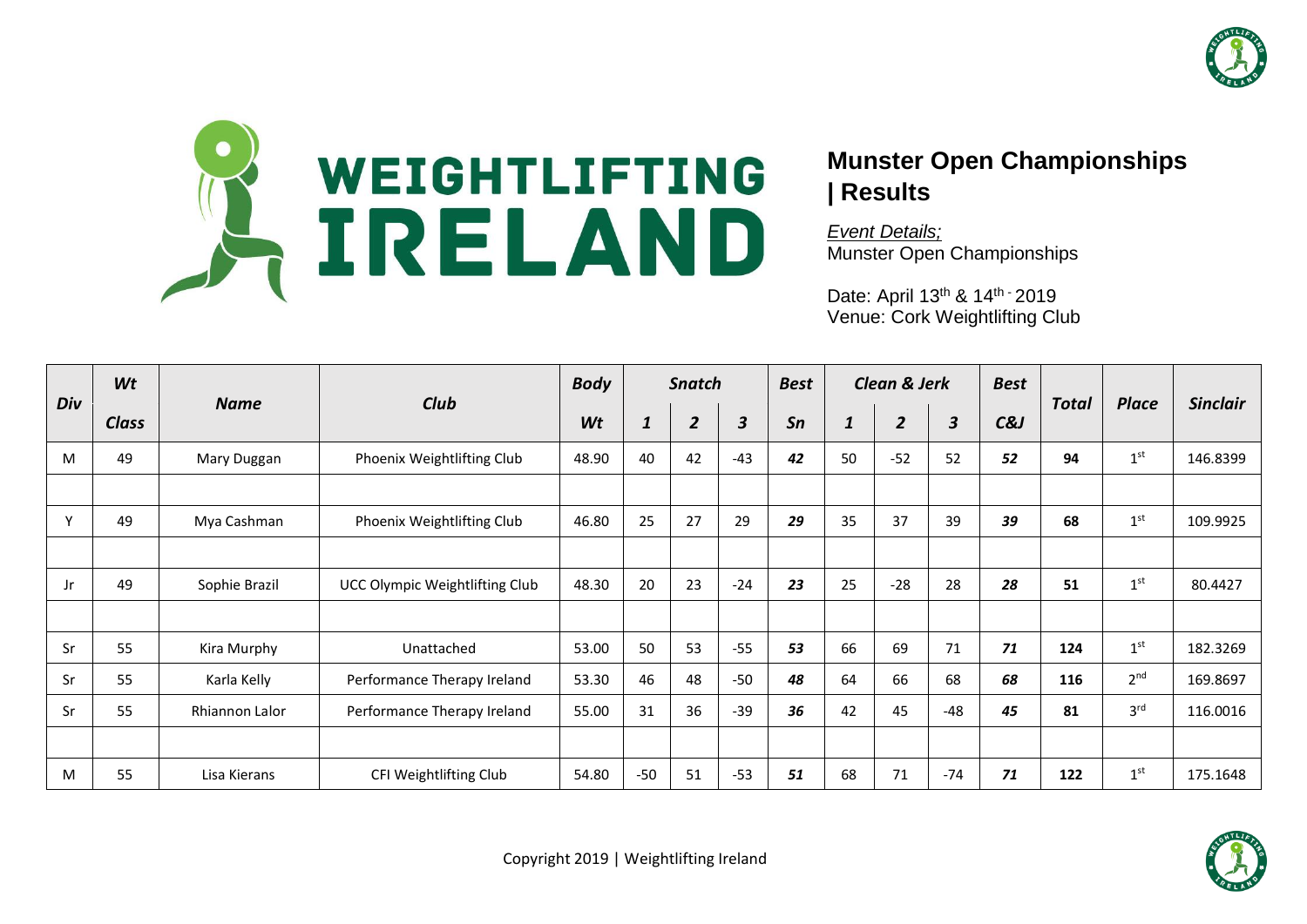# Munster Open Championships | Results

*Event Details;*
Munster Open Championships

Date: April 13th & 14th - 2019
Venue: Cork Weightlifting Club

| Div | Wt Class | Name | Club | Body Wt | Snatch 1 | Snatch 2 | Snatch 3 | Best Sn | Clean & Jerk 1 | Clean & Jerk 2 | Clean & Jerk 3 | Best C&J | Total | Place | Sinclair |
|---|---|---|---|---|---|---|---|---|---|---|---|---|---|---|---|
| M | 49 | Mary Duggan | Phoenix Weightlifting Club | 48.90 | 40 | 42 | -43 | ***42*** | 50 | -52 | 52 | ***52*** | **94** | 1st | 146.8399 |
| | | | | | | | | | | | | | | | |
| Y | 49 | Mya Cashman | Phoenix Weightlifting Club | 46.80 | 25 | 27 | 29 | ***29*** | 35 | 37 | 39 | ***39*** | **68** | 1st | 109.9925 |
| | | | | | | | | | | | | | | | |
| Jr | 49 | Sophie Brazil | UCC Olympic Weightlifting Club | 48.30 | 20 | 23 | -24 | ***23*** | 25 | -28 | 28 | ***28*** | **51** | 1st | 80.4427 |
| | | | | | | | | | | | | | | | |
| Sr | 55 | Kira Murphy | Unattached | 53.00 | 50 | 53 | -55 | ***53*** | 66 | 69 | 71 | ***71*** | **124** | 1st | 182.3269 |
| Sr | 55 | Karla Kelly | Performance Therapy Ireland | 53.30 | 46 | 48 | -50 | ***48*** | 64 | 66 | 68 | ***68*** | **116** | 2nd | 169.8697 |
| Sr | 55 | Rhiannon Lalor | Performance Therapy Ireland | 55.00 | 31 | 36 | -39 | ***36*** | 42 | 45 | -48 | ***45*** | **81** | 3rd | 116.0016 |
| | | | | | | | | | | | | | | | |
| M | 55 | Lisa Kierans | CFI Weightlifting Club | 54.80 | -50 | 51 | -53 | ***51*** | 68 | 71 | -74 | ***71*** | **122** | 1st | 175.1648 |

Copyright 2019 | Weightlifting Ireland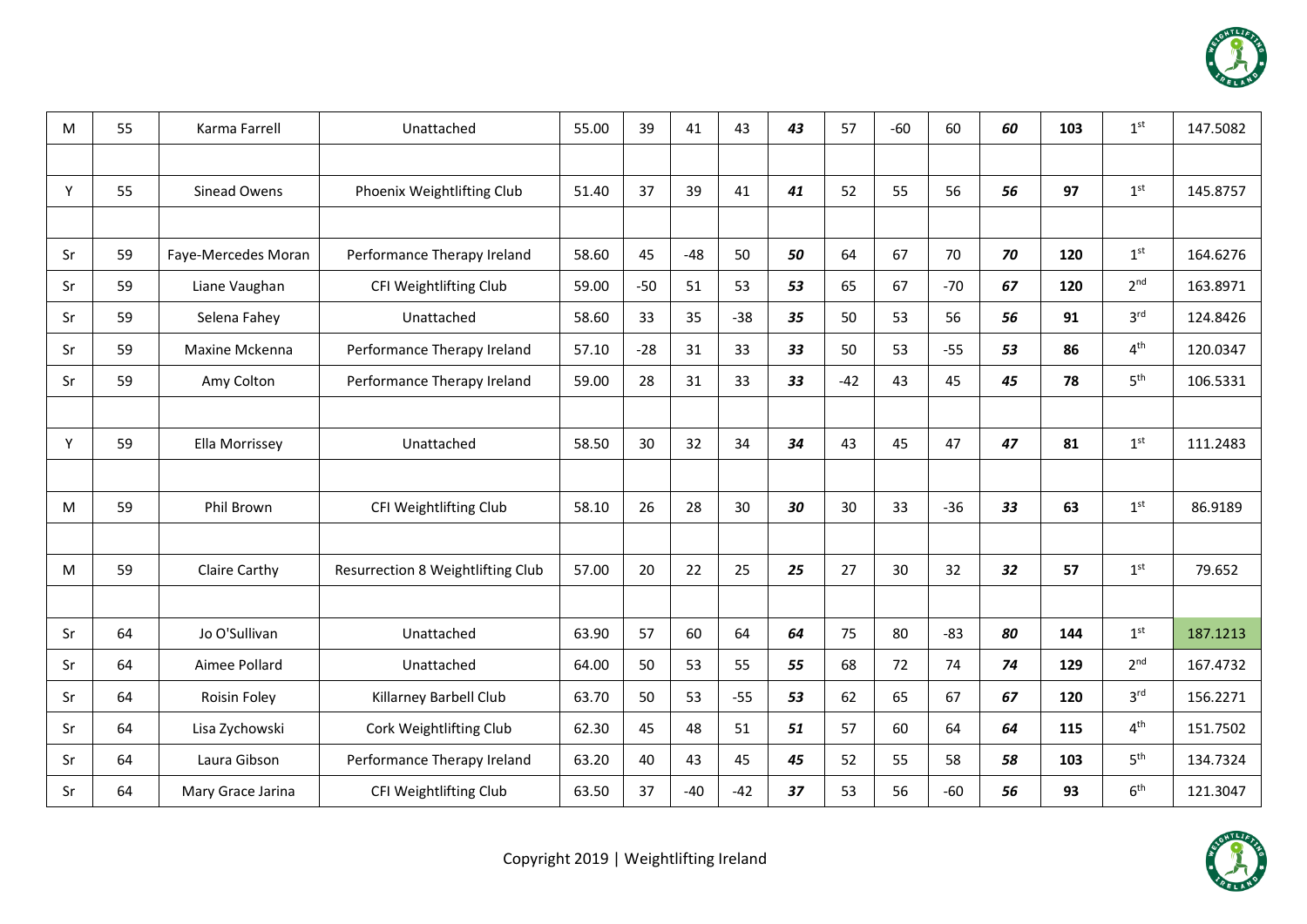| | | | | | | | | | | | | | | | |
|---|---|---|---|---|---|---|---|---|---|---|---|---|---|---|---|
| M | 55 | Karma Farrell | Unattached | 55.00 | 39 | 41 | 43 | ***43*** | 57 | -60 | 60 | ***60*** | **103** | 1st | 147.5082 |
| | | | | | | | | | | | | | | | |
| Y | 55 | Sinead Owens | Phoenix Weightlifting Club | 51.40 | 37 | 39 | 41 | ***41*** | 52 | 55 | 56 | ***56*** | **97** | 1st | 145.8757 |
| | | | | | | | | | | | | | | | |
| Sr | 59 | Faye-Mercedes Moran | Performance Therapy Ireland | 58.60 | 45 | -48 | 50 | ***50*** | 64 | 67 | 70 | ***70*** | **120** | 1st | 164.6276 |
| Sr | 59 | Liane Vaughan | CFI Weightlifting Club | 59.00 | -50 | 51 | 53 | ***53*** | 65 | 67 | -70 | ***67*** | **120** | 2nd | 163.8971 |
| Sr | 59 | Selena Fahey | Unattached | 58.60 | 33 | 35 | -38 | ***35*** | 50 | 53 | 56 | ***56*** | **91** | 3rd | 124.8426 |
| Sr | 59 | Maxine Mckenna | Performance Therapy Ireland | 57.10 | -28 | 31 | 33 | ***33*** | 50 | 53 | -55 | ***53*** | **86** | 4th | 120.0347 |
| Sr | 59 | Amy Colton | Performance Therapy Ireland | 59.00 | 28 | 31 | 33 | ***33*** | -42 | 43 | 45 | ***45*** | **78** | 5th | 106.5331 |
| | | | | | | | | | | | | | | | |
| Y | 59 | Ella Morrissey | Unattached | 58.50 | 30 | 32 | 34 | ***34*** | 43 | 45 | 47 | ***47*** | **81** | 1st | 111.2483 |
| | | | | | | | | | | | | | | | |
| M | 59 | Phil Brown | CFI Weightlifting Club | 58.10 | 26 | 28 | 30 | ***30*** | 30 | 33 | -36 | ***33*** | **63** | 1st | 86.9189 |
| | | | | | | | | | | | | | | | |
| M | 59 | Claire Carthy | Resurrection 8 Weightlifting Club | 57.00 | 20 | 22 | 25 | ***25*** | 27 | 30 | 32 | ***32*** | **57** | 1st | 79.652 |
| | | | | | | | | | | | | | | | |
| Sr | 64 | Jo O'Sullivan | Unattached | 63.90 | 57 | 60 | 64 | ***64*** | 75 | 80 | -83 | ***80*** | **144** | 1st | 187.1213 |
| Sr | 64 | Aimee Pollard | Unattached | 64.00 | 50 | 53 | 55 | ***55*** | 68 | 72 | 74 | ***74*** | **129** | 2nd | 167.4732 |
| Sr | 64 | Roisin Foley | Killarney Barbell Club | 63.70 | 50 | 53 | -55 | ***53*** | 62 | 65 | 67 | ***67*** | **120** | 3rd | 156.2271 |
| Sr | 64 | Lisa Zychowski | Cork Weightlifting Club | 62.30 | 45 | 48 | 51 | ***51*** | 57 | 60 | 64 | ***64*** | **115** | 4th | 151.7502 |
| Sr | 64 | Laura Gibson | Performance Therapy Ireland | 63.20 | 40 | 43 | 45 | ***45*** | 52 | 55 | 58 | ***58*** | **103** | 5th | 134.7324 |
| Sr | 64 | Mary Grace Jarina | CFI Weightlifting Club | 63.50 | 37 | -40 | -42 | ***37*** | 53 | 56 | -60 | ***56*** | **93** | 6th | 121.3047 |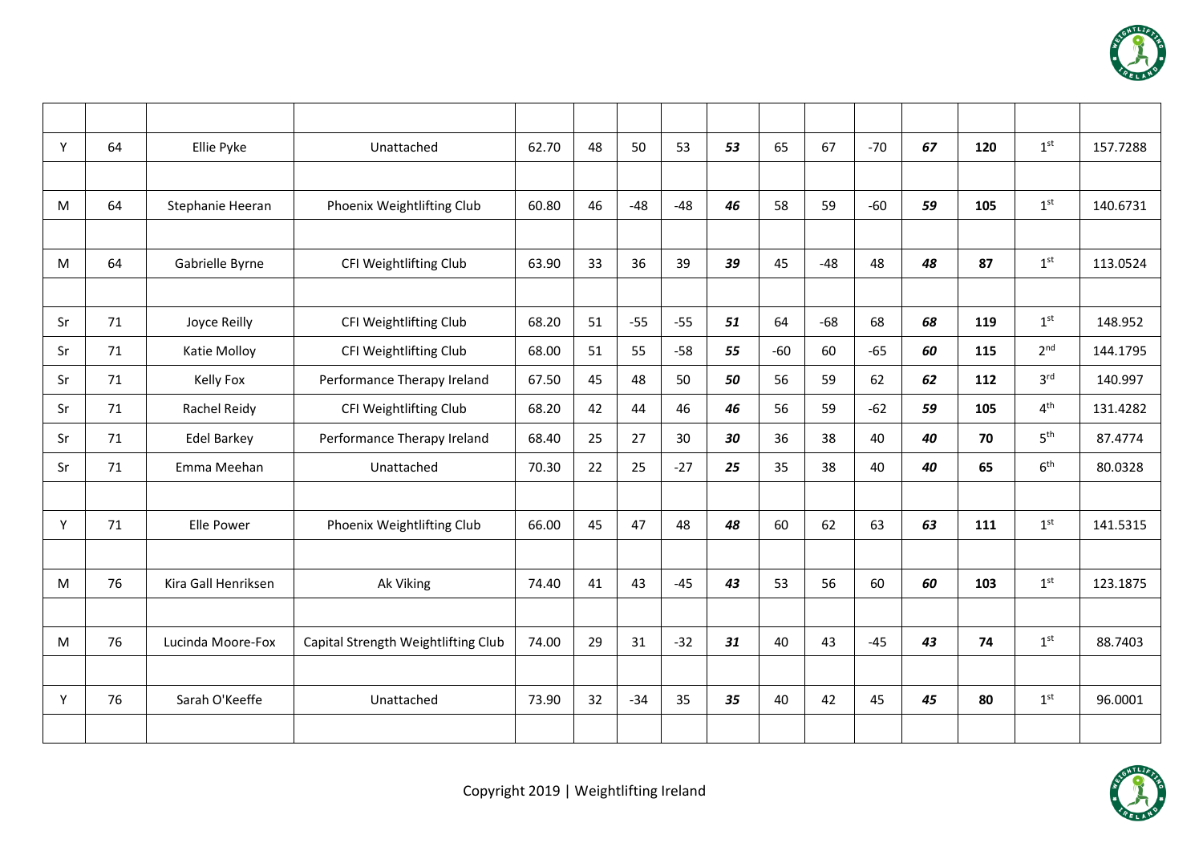| | | | | | | | | | | | | | | | |
|---|---|---|---|---|---|---|---|---|---|---|---|---|---|---|---|
| Y | 64 | Ellie Pyke | Unattached | 62.70 | 48 | 50 | 53 | ***53*** | 65 | 67 | -70 | ***67*** | **120** | 1st | 157.7288 |
| | | | | | | | | | | | | | | | |
| M | 64 | Stephanie Heeran | Phoenix Weightlifting Club | 60.80 | 46 | -48 | -48 | ***46*** | 58 | 59 | -60 | ***59*** | **105** | 1st | 140.6731 |
| | | | | | | | | | | | | | | | |
| M | 64 | Gabrielle Byrne | CFI Weightlifting Club | 63.90 | 33 | 36 | 39 | ***39*** | 45 | -48 | 48 | ***48*** | **87** | 1st | 113.0524 |
| | | | | | | | | | | | | | | | |
| Sr | 71 | Joyce Reilly | CFI Weightlifting Club | 68.20 | 51 | -55 | -55 | ***51*** | 64 | -68 | 68 | ***68*** | **119** | 1st | 148.952 |
| Sr | 71 | Katie Molloy | CFI Weightlifting Club | 68.00 | 51 | 55 | -58 | ***55*** | -60 | 60 | -65 | ***60*** | **115** | 2nd | 144.1795 |
| Sr | 71 | Kelly Fox | Performance Therapy Ireland | 67.50 | 45 | 48 | 50 | ***50*** | 56 | 59 | 62 | ***62*** | **112** | 3rd | 140.997 |
| Sr | 71 | Rachel Reidy | CFI Weightlifting Club | 68.20 | 42 | 44 | 46 | ***46*** | 56 | 59 | -62 | ***59*** | **105** | 4th | 131.4282 |
| Sr | 71 | Edel Barkey | Performance Therapy Ireland | 68.40 | 25 | 27 | 30 | ***30*** | 36 | 38 | 40 | ***40*** | **70** | 5th | 87.4774 |
| Sr | 71 | Emma Meehan | Unattached | 70.30 | 22 | 25 | -27 | ***25*** | 35 | 38 | 40 | ***40*** | **65** | 6th | 80.0328 |
| | | | | | | | | | | | | | | | |
| Y | 71 | Elle Power | Phoenix Weightlifting Club | 66.00 | 45 | 47 | 48 | ***48*** | 60 | 62 | 63 | ***63*** | **111** | 1st | 141.5315 |
| | | | | | | | | | | | | | | | |
| M | 76 | Kira Gall Henriksen | Ak Viking | 74.40 | 41 | 43 | -45 | ***43*** | 53 | 56 | 60 | ***60*** | **103** | 1st | 123.1875 |
| | | | | | | | | | | | | | | | |
| M | 76 | Lucinda Moore-Fox | Capital Strength Weightlifting Club | 74.00 | 29 | 31 | -32 | ***31*** | 40 | 43 | -45 | ***43*** | **74** | 1st | 88.7403 |
| | | | | | | | | | | | | | | | |
| Y | 76 | Sarah O'Keeffe | Unattached | 73.90 | 32 | -34 | 35 | ***35*** | 40 | 42 | 45 | ***45*** | **80** | 1st | 96.0001 |
| | | | | | | | | | | | | | | | |

Copyright 2019 | Weightlifting Ireland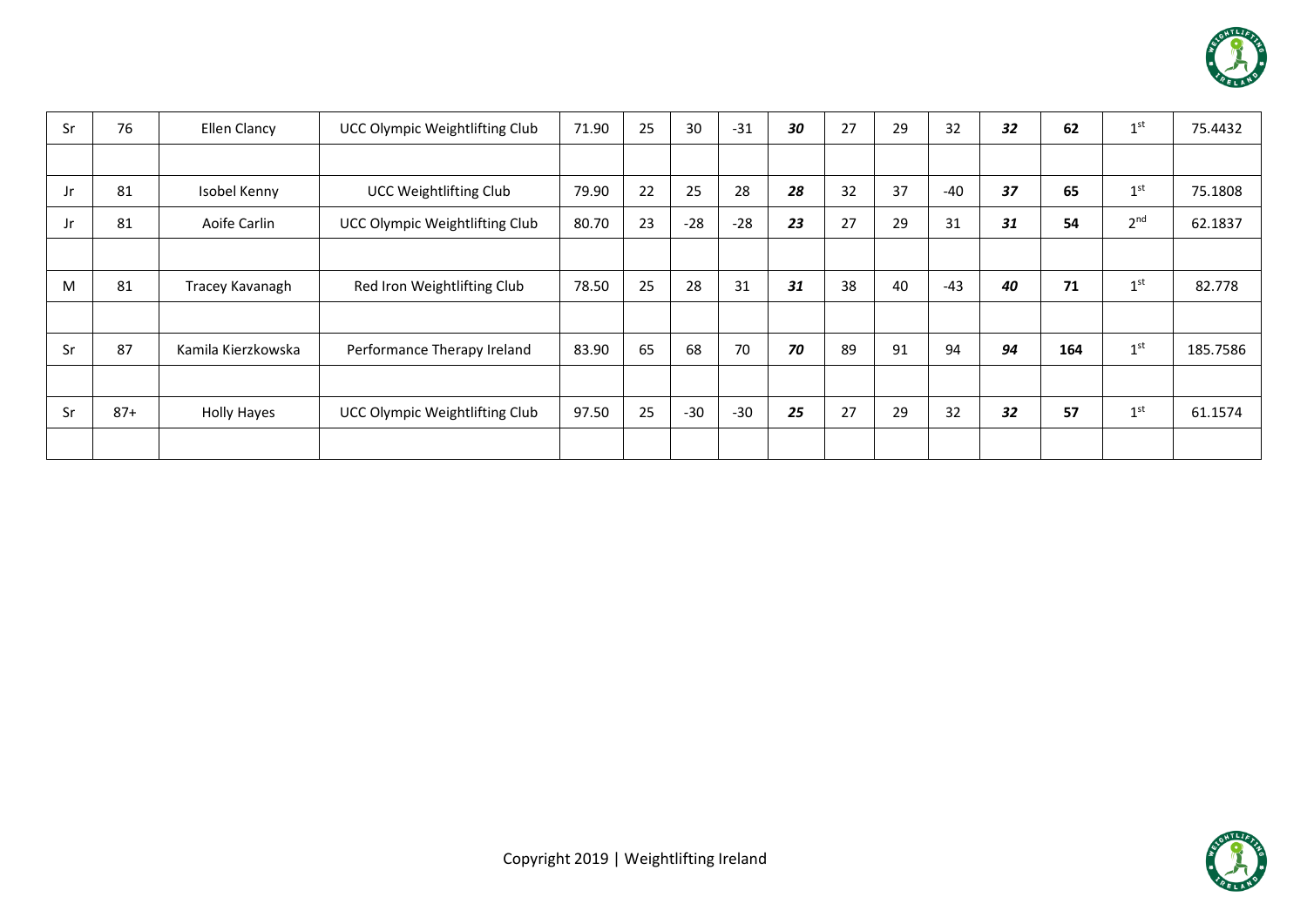| | | | | | | | | | | | | | | | |
|---|---|---|---|---|---|---|---|---|---|---|---|---|---|---|---|
| Sr | 76 | Ellen Clancy | UCC Olympic Weightlifting Club | 71.90 | 25 | 30 | -31 | ***30*** | 27 | 29 | 32 | ***32*** | **62** | 1st | 75.4432 |
| | | | | | | | | | | | | | | | |
| Jr | 81 | Isobel Kenny | UCC Weightlifting Club | 79.90 | 22 | 25 | 28 | ***28*** | 32 | 37 | -40 | ***37*** | **65** | 1st | 75.1808 |
| Jr | 81 | Aoife Carlin | UCC Olympic Weightlifting Club | 80.70 | 23 | -28 | -28 | ***23*** | 27 | 29 | 31 | ***31*** | **54** | 2nd | 62.1837 |
| | | | | | | | | | | | | | | | |
| M | 81 | Tracey Kavanagh | Red Iron Weightlifting Club | 78.50 | 25 | 28 | 31 | ***31*** | 38 | 40 | -43 | ***40*** | **71** | 1st | 82.778 |
| | | | | | | | | | | | | | | | |
| Sr | 87 | Kamila Kierzkowska | Performance Therapy Ireland | 83.90 | 65 | 68 | 70 | ***70*** | 89 | 91 | 94 | ***94*** | **164** | 1st | 185.7586 |
| | | | | | | | | | | | | | | | |
| Sr | 87+ | Holly Hayes | UCC Olympic Weightlifting Club | 97.50 | 25 | -30 | -30 | ***25*** | 27 | 29 | 32 | ***32*** | **57** | 1st | 61.1574 |
| | | | | | | | | | | | | | | | |